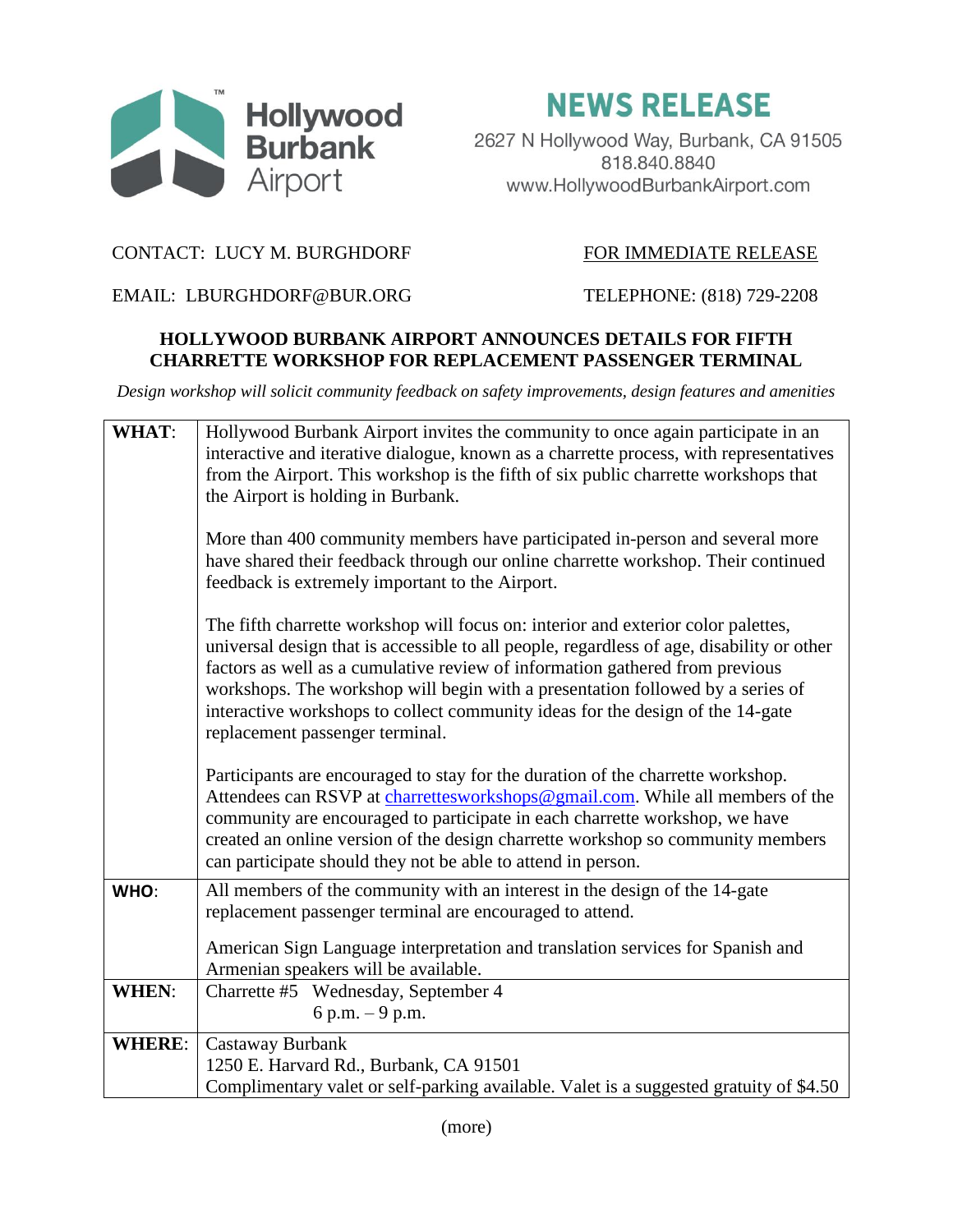Hollywood Burbank Airport

# NEWS RELEASE

2627 N Hollywood Way, Burbank, CA 91505
818.840.8840
www.HollywoodBurbankAirport.com

CONTACT: LUCY M. BURGHDORF

FOR IMMEDIATE RELEASE

EMAIL: LBURGHDORF@BUR.ORG

TELEPHONE: (818) 729-2208

## HOLLYWOOD BURBANK AIRPORT ANNOUNCES DETAILS FOR FIFTH CHARRETTE WORKSHOP FOR REPLACEMENT PASSENGER TERMINAL

*Design workshop will solicit community feedback on safety improvements, design features and amenities*

| | |
|---|---|
| **WHAT**: | Hollywood Burbank Airport invites the community to once again participate in an interactive and iterative dialogue, known as a charrette process, with representatives from the Airport. This workshop is the fifth of six public charrette workshops that the Airport is holding in Burbank.<br><br>More than 400 community members have participated in-person and several more have shared their feedback through our online charrette workshop. Their continued feedback is extremely important to the Airport.<br><br>The fifth charrette workshop will focus on: interior and exterior color palettes, universal design that is accessible to all people, regardless of age, disability or other factors as well as a cumulative review of information gathered from previous workshops. The workshop will begin with a presentation followed by a series of interactive workshops to collect community ideas for the design of the 14-gate replacement passenger terminal.<br><br>Participants are encouraged to stay for the duration of the charrette workshop. Attendees can RSVP at charretteswokshops@gmail.com. While all members of the community are encouraged to participate in each charrette workshop, we have created an online version of the design charrette workshop so community members can participate should they not be able to attend in person. |
| **WHO**: | All members of the community with an interest in the design of the 14-gate replacement passenger terminal are encouraged to attend.<br><br>American Sign Language interpretation and translation services for Spanish and Armenian speakers will be available. |
| **WHEN**: | Charrette #5 Wednesday, September 4<br>6 p.m. – 9 p.m. |
| **WHERE**: | Castaway Burbank<br>1250 E. Harvard Rd., Burbank, CA 91501<br>Complimentary valet or self-parking available. Valet is a suggested gratuity of $4.50 |

(more)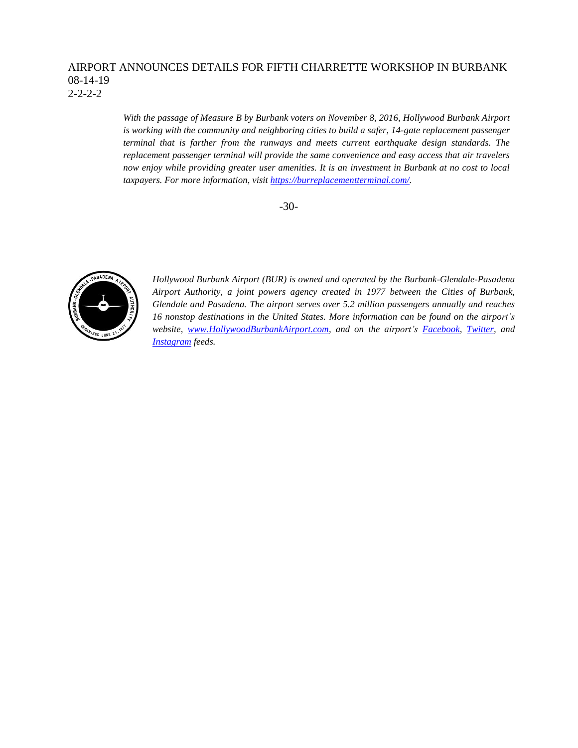AIRPORT ANNOUNCES DETAILS FOR FIFTH CHARRETTE WORKSHOP IN BURBANK
08-14-19
2-2-2-2

*With the passage of Measure B by Burbank voters on November 8, 2016, Hollywood Burbank Airport is working with the community and neighboring cities to build a safer, 14-gate replacement passenger terminal that is farther from the runways and meets current earthquake design standards. The replacement passenger terminal will provide the same convenience and easy access that air travelers now enjoy while providing greater user amenities. It is an investment in Burbank at no cost to local taxpayers. For more information, visit [https://burreplacementterminal.com/](https://burreplacementterminal.com/).*

-30-

*Hollywood Burbank Airport (BUR) is owned and operated by the Burbank-Glendale-Pasadena Airport Authority, a joint powers agency created in 1977 between the Cities of Burbank, Glendale and Pasadena. The airport serves over 5.2 million passengers annually and reaches 16 nonstop destinations in the United States. More information can be found on the airport's website, [www.HollywoodBurbankAirport.com](www.HollywoodBurbankAirport.com), and on the airport's Facebook, Twitter, and Instagram feeds.*